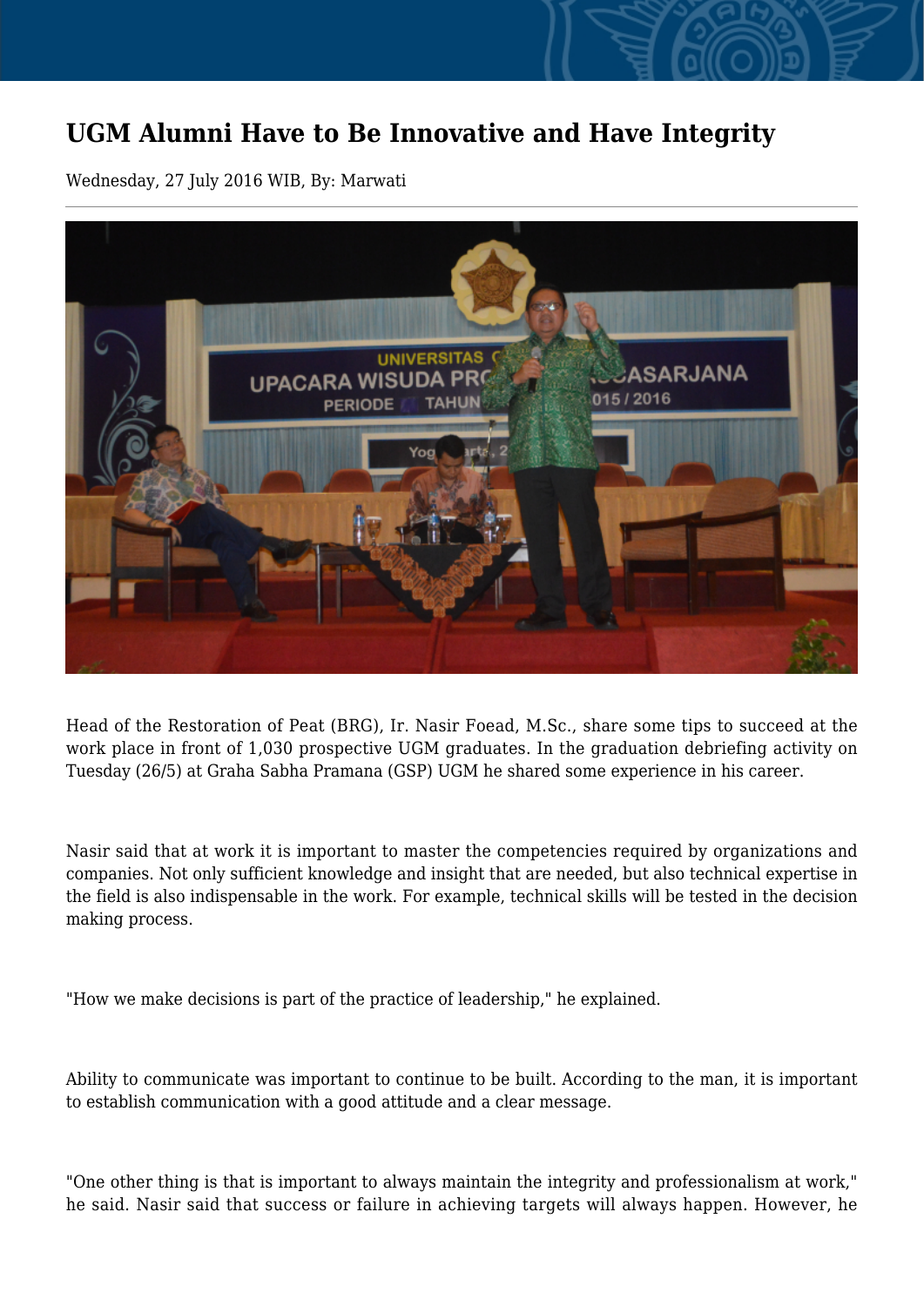# UGM Alumni Have to Be Innovative and Have Integrity

Wednesday, 27 July 2016 WIB, By: Marwati

Head of the Restoration of Peat (BRG), Ir. Nasir Foead, M.Sc., share some tips to succeed at the work place in front of 1,030 prospective UGM graduates. In the graduation debriefing activity on Tuesday (26/5) at Graha Sabha Pramana (GSP) UGM he shared some experience in his career.

Nasir said that at work it is important to master the competencies required by organizations and companies. Not only sufficient knowledge and insight that are needed, but also technical expertise in the field is also indispensable in the work. For example, technical skills will be tested in the decision making process.

"How we make decisions is part of the practice of leadership," he explained.

Ability to communicate was important to continue to be built. According to the man, it is important to establish communication with a good attitude and a clear message.

"One other thing is that is important to always maintain the integrity and professionalism at work," he said. Nasir said that success or failure in achieving targets will always happen. However, he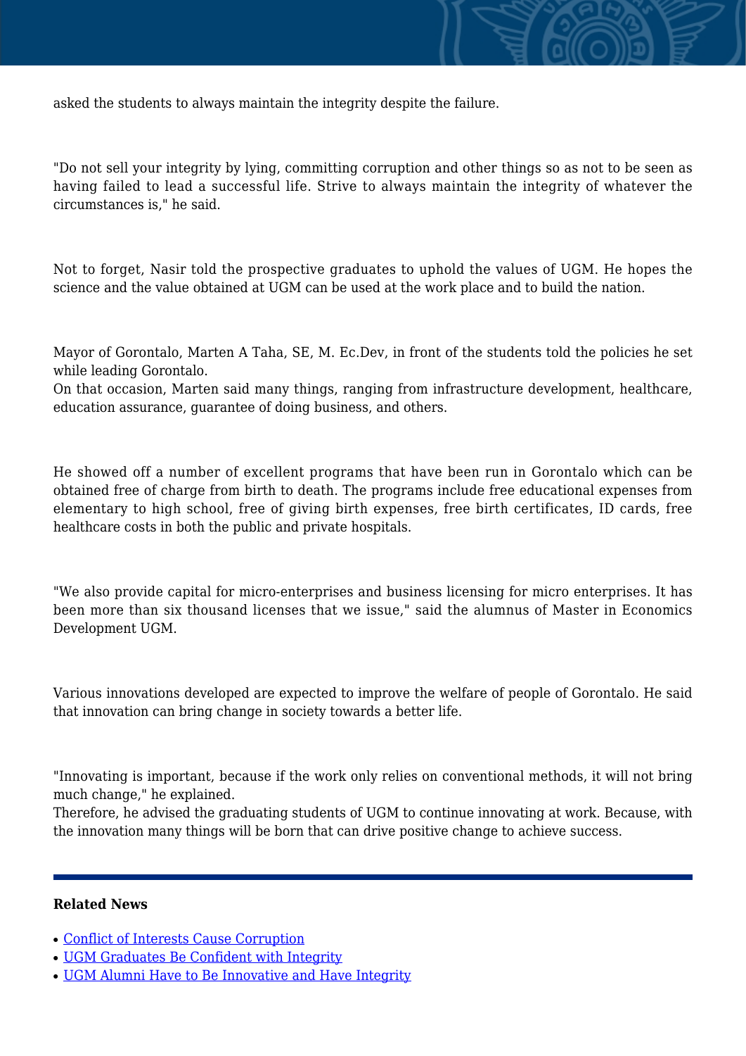asked the students to always maintain the integrity despite the failure.

"Do not sell your integrity by lying, committing corruption and other things so as not to be seen as having failed to lead a successful life. Strive to always maintain the integrity of whatever the circumstances is," he said.

Not to forget, Nasir told the prospective graduates to uphold the values of UGM. He hopes the science and the value obtained at UGM can be used at the work place and to build the nation.

Mayor of Gorontalo, Marten A Taha, SE, M. Ec.Dev, in front of the students told the policies he set while leading Gorontalo.
On that occasion, Marten said many things, ranging from infrastructure development, healthcare, education assurance, guarantee of doing business, and others.

He showed off a number of excellent programs that have been run in Gorontalo which can be obtained free of charge from birth to death. The programs include free educational expenses from elementary to high school, free of giving birth expenses, free birth certificates, ID cards, free healthcare costs in both the public and private hospitals.

"We also provide capital for micro-enterprises and business licensing for micro enterprises. It has been more than six thousand licenses that we issue," said the alumnus of Master in Economics Development UGM.

Various innovations developed are expected to improve the welfare of people of Gorontalo. He said that innovation can bring change in society towards a better life.

"Innovating is important, because if the work only relies on conventional methods, it will not bring much change," he explained.
Therefore, he advised the graduating students of UGM to continue innovating at work. Because, with the innovation many things will be born that can drive positive change to achieve success.

---

**Related News**

- Conflict of Interests Cause Corruption
- UGM Graduates Be Confident with Integrity
- UGM Alumni Have to Be Innovative and Have Integrity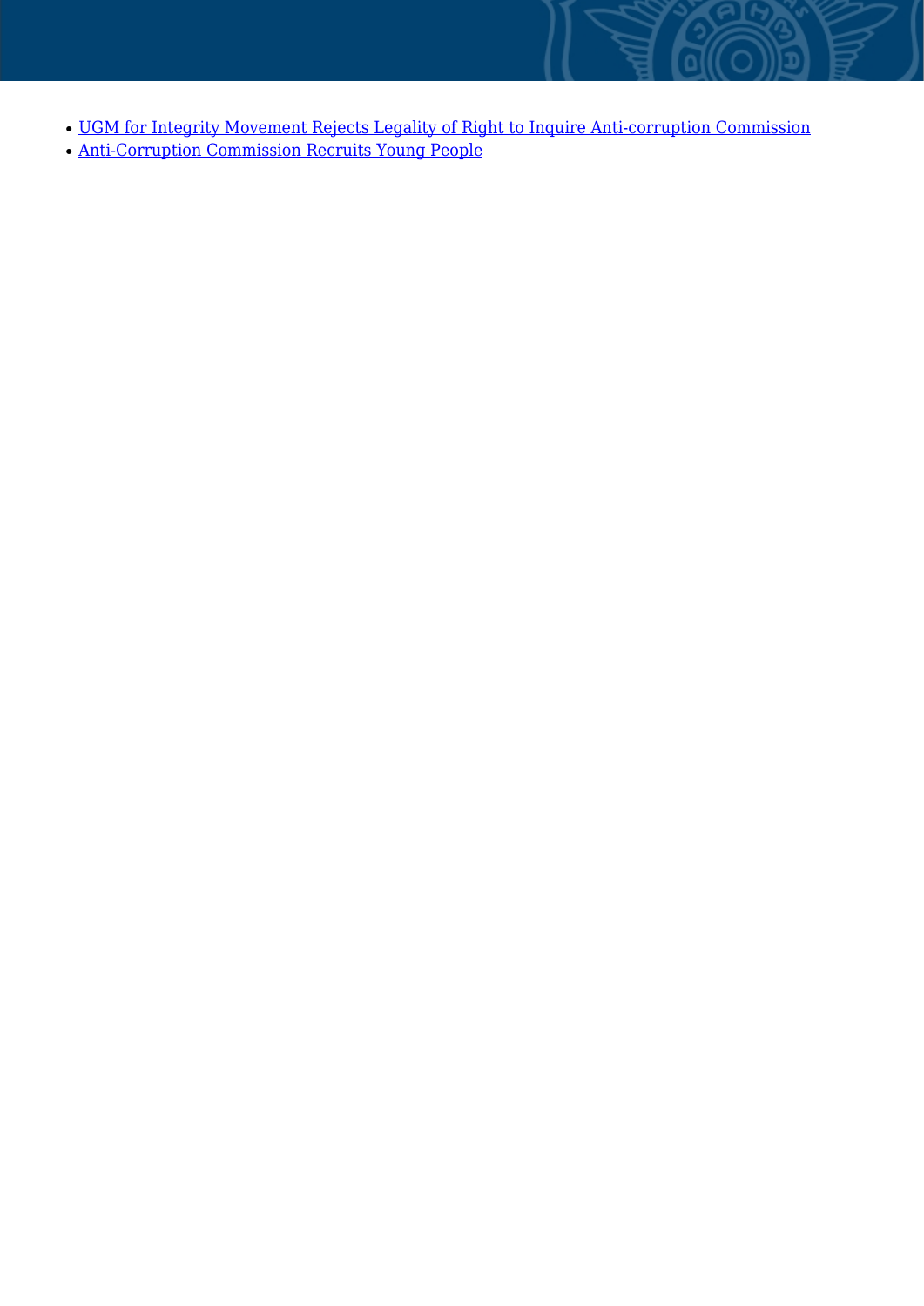- UGM for Integrity Movement Rejects Legality of Right to Inquire Anti-corruption Commission
- Anti-Corruption Commission Recruits Young People